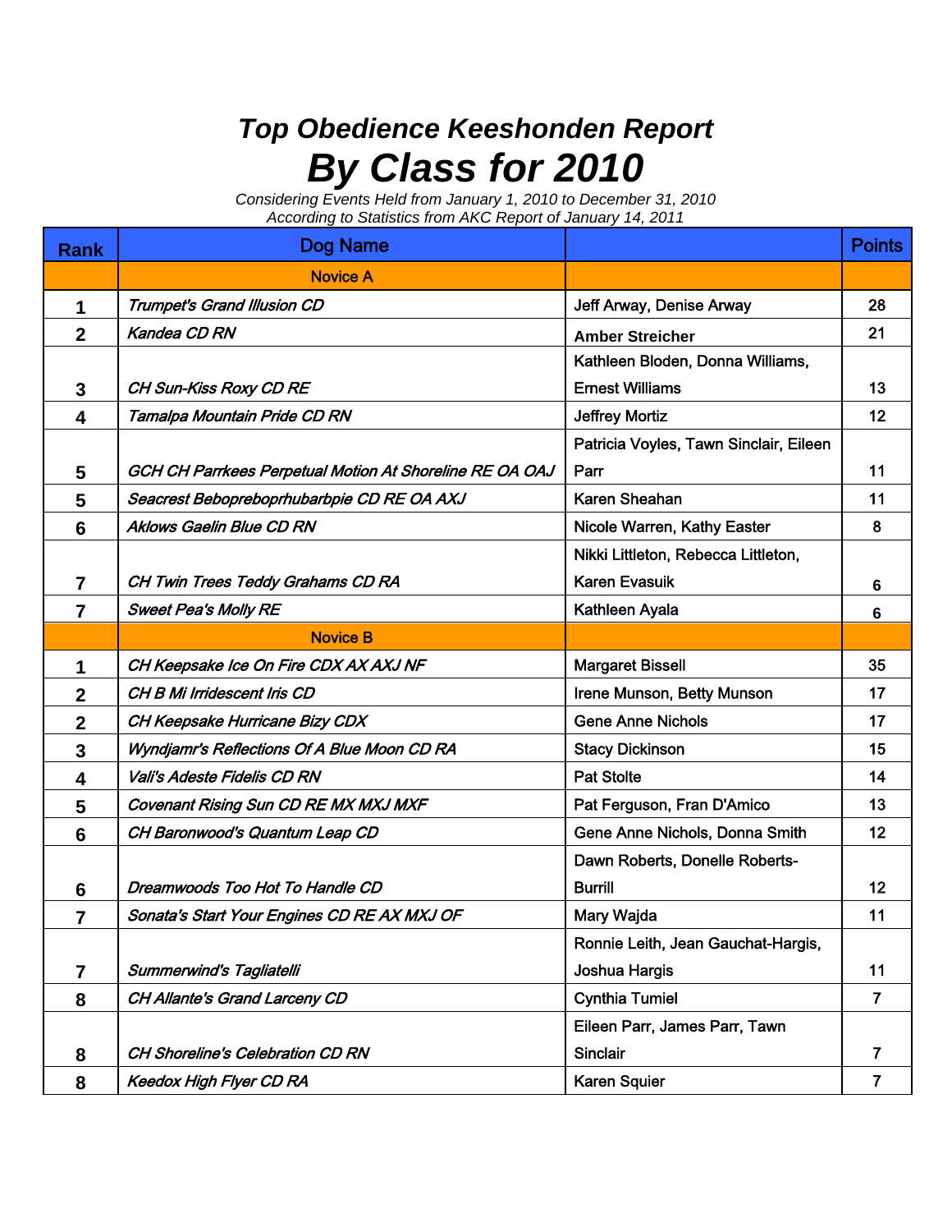# *Top Obedience Keeshonden Report*

# *By Class for 2010*

*Considering Events Held from January 1, 2010 to December 31, 2010*
*According to Statistics from AKC Report of January 14, 2011*

| Rank | Dog Name | | Points |
|---|---|---|---|
| | Novice A | | |
| 1 | *Trumpet's Grand Illusion CD* | Jeff Arway, Denise Arway | 28 |
| 2 | *Kandea CD RN* | Amber Streicher | 21 |
| 3 | *CH Sun-Kiss Roxy CD RE* | Kathleen Bloden, Donna Williams, Ernest Williams | 13 |
| 4 | *Tamalpa Mountain Pride CD RN* | Jeffrey Mortiz | 12 |
| 5 | *GCH CH Parrkees Perpetual Motion At Shoreline RE OA OAJ* | Patricia Voyles, Tawn Sinclair, Eileen Parr | 11 |
| 5 | *Seacrest Bebopreboprhubarbpie CD RE OA AXJ* | Karen Sheahan | 11 |
| 6 | *Aklows Gaelin Blue CD RN* | Nicole Warren, Kathy Easter | 8 |
| 7 | *CH Twin Trees Teddy Grahams CD RA* | Nikki Littleton, Rebecca Littleton, Karen Evasuik | 6 |
| 7 | *Sweet Pea's Molly RE* | Kathleen Ayala | 6 |
| | Novice B | | |
| 1 | *CH Keepsake Ice On Fire CDX AX AXJ NF* | Margaret Bissell | 35 |
| 2 | *CH B Mi Irridescent Iris CD* | Irene Munson, Betty Munson | 17 |
| 2 | *CH Keepsake Hurricane Bizy CDX* | Gene Anne Nichols | 17 |
| 3 | *Wyndjamr's Reflections Of A Blue Moon CD RA* | Stacy Dickinson | 15 |
| 4 | *Vali's Adeste Fidelis CD RN* | Pat Stolte | 14 |
| 5 | *Covenant Rising Sun CD RE MX MXJ MXF* | Pat Ferguson, Fran D'Amico | 13 |
| 6 | *CH Baronwood's Quantum Leap CD* | Gene Anne Nichols, Donna Smith | 12 |
| 6 | *Dreamwoods Too Hot To Handle CD* | Dawn Roberts, Donelle Roberts-Burrill | 12 |
| 7 | *Sonata's Start Your Engines CD RE AX MXJ OF* | Mary Wajda | 11 |
| 7 | *Summerwind's Tagliatelli* | Ronnie Leith, Jean Gauchat-Hargis, Joshua Hargis | 11 |
| 8 | *CH Allante's Grand Larceny CD* | Cynthia Tumiel | 7 |
| 8 | *CH Shoreline's Celebration CD RN* | Eileen Parr, James Parr, Tawn Sinclair | 7 |
| 8 | *Keedox High Flyer CD RA* | Karen Squier | 7 |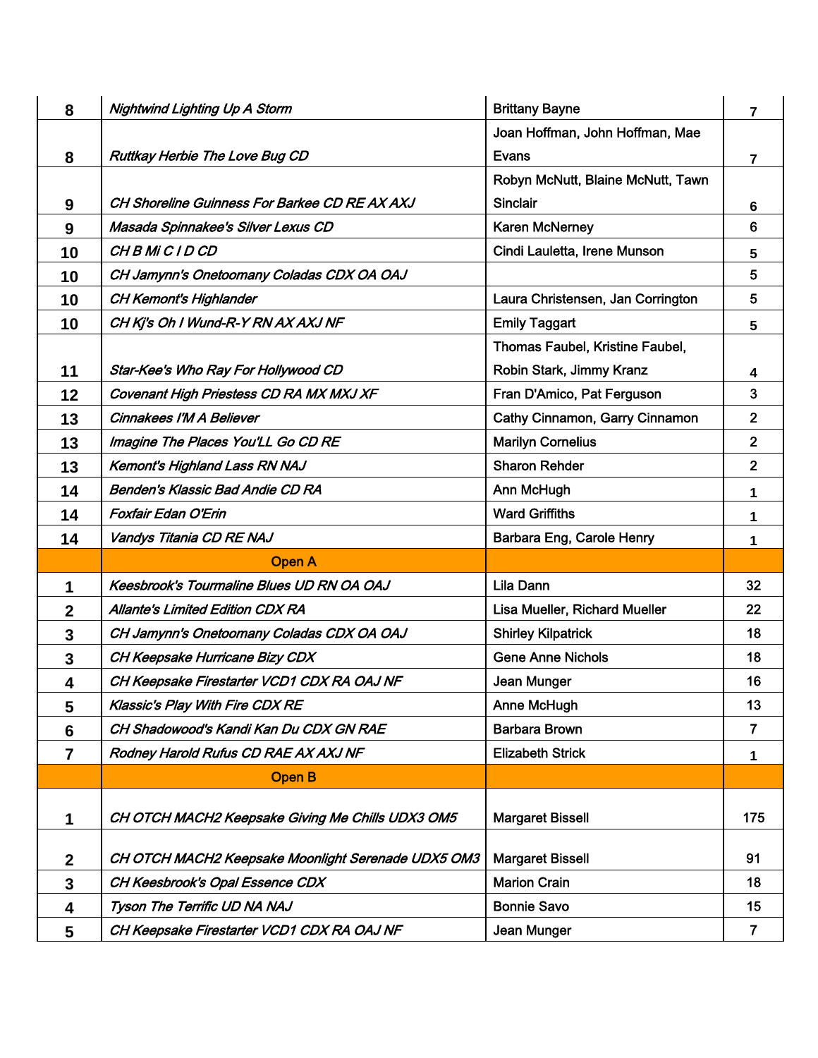| | | | |
|---|---|---|---|
| 8 | *Nightwind Lighting Up A Storm* | Brittany Bayne | 7 |
| 8 | *Ruttkay Herbie The Love Bug CD* | Joan Hoffman, John Hoffman, Mae Evans | 7 |
| 9 | *CH Shoreline Guinness For Barkee CD RE AX AXJ* | Robyn McNutt, Blaine McNutt, Tawn Sinclair | 6 |
| 9 | *Masada Spinnakee's Silver Lexus CD* | Karen McNerney | 6 |
| 10 | *CH B Mi C I D CD* | Cindi Lauletta, Irene Munson | 5 |
| 10 | *CH Jamynn's Onetoomany Coladas CDX OA OAJ* | | 5 |
| 10 | *CH Kemont's Highlander* | Laura Christensen, Jan Corrington | 5 |
| 10 | *CH Kj's Oh I Wund-R-Y RN AX AXJ NF* | Emily Taggart | 5 |
| 11 | *Star-Kee's Who Ray For Hollywood CD* | Thomas Faubel, Kristine Faubel, Robin Stark, Jimmy Kranz | 4 |
| 12 | *Covenant High Priestess CD RA MX MXJ XF* | Fran D'Amico, Pat Ferguson | 3 |
| 13 | *Cinnakees I'M A Believer* | Cathy Cinnamon, Garry Cinnamon | 2 |
| 13 | *Imagine The Places You'LL Go CD RE* | Marilyn Cornelius | 2 |
| 13 | *Kemont's Highland Lass RN NAJ* | Sharon Rehder | 2 |
| 14 | *Benden's Klassic Bad Andie CD RA* | Ann McHugh | 1 |
| 14 | *Foxfair Edan O'Erin* | Ward Griffiths | 1 |
| 14 | *Vandys Titania CD RE NAJ* | Barbara Eng, Carole Henry | 1 |
| | **Open A** | | |
| 1 | *Keesbrook's Tourmaline Blues UD RN OA OAJ* | Lila Dann | 32 |
| 2 | *Allante's Limited Edition CDX RA* | Lisa Mueller, Richard Mueller | 22 |
| 3 | *CH Jamynn's Onetoomany Coladas CDX OA OAJ* | Shirley Kilpatrick | 18 |
| 3 | *CH Keepsake Hurricane Bizy CDX* | Gene Anne Nichols | 18 |
| 4 | *CH Keepsake Firestarter VCD1 CDX RA OAJ NF* | Jean Munger | 16 |
| 5 | *Klassic's Play With Fire CDX RE* | Anne McHugh | 13 |
| 6 | *CH Shadowood's Kandi Kan Du CDX GN RAE* | Barbara Brown | 7 |
| 7 | *Rodney Harold Rufus CD RAE AX AXJ NF* | Elizabeth Strick | 1 |
| | **Open B** | | |
| 1 | *CH OTCH MACH2 Keepsake Giving Me Chills UDX3 OM5* | Margaret Bissell | 175 |
| 2 | *CH OTCH MACH2 Keepsake Moonlight Serenade UDX5 OM3* | Margaret Bissell | 91 |
| 3 | *CH Keesbrook's Opal Essence CDX* | Marion Crain | 18 |
| 4 | *Tyson The Terrific UD NA NAJ* | Bonnie Savo | 15 |
| 5 | *CH Keepsake Firestarter VCD1 CDX RA OAJ NF* | Jean Munger | 7 |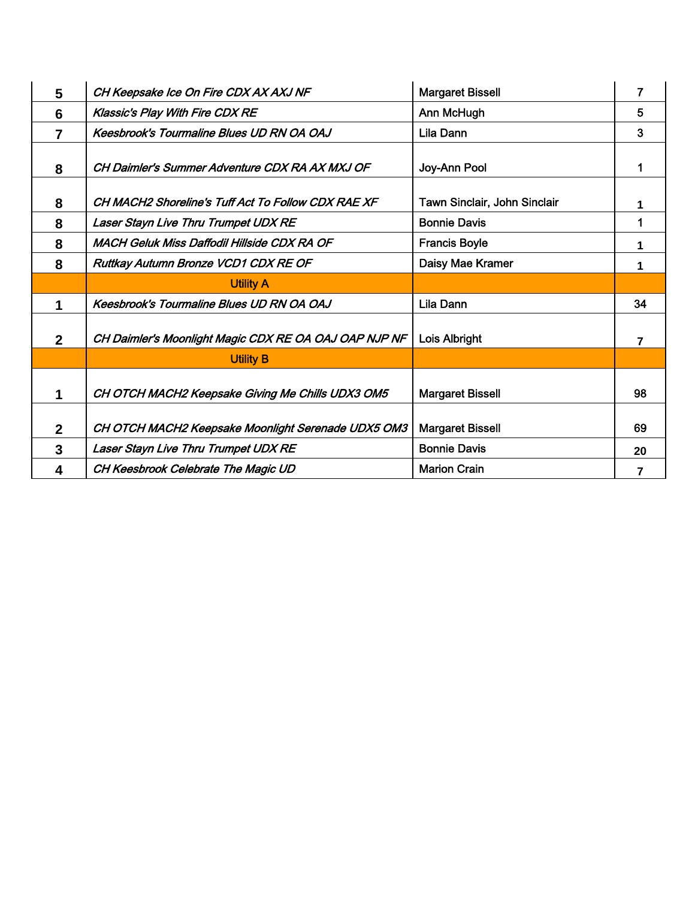| | | | |
|---|---|---|---|
| **5** | *CH Keepsake Ice On Fire CDX AX AXJ NF* | Margaret Bissell | 7 |
| **6** | *Klassic's Play With Fire CDX RE* | Ann McHugh | 5 |
| **7** | *Keesbrook's Tourmaline Blues UD RN OA OAJ* | Lila Dann | 3 |
| **8** | *CH Daimler's Summer Adventure CDX RA AX MXJ OF* | Joy-Ann Pool | 1 |
| **8** | *CH MACH2 Shoreline's Tuff Act To Follow CDX RAE XF* | Tawn Sinclair, John Sinclair | 1 |
| **8** | *Laser Stayn Live Thru Trumpet UDX RE* | Bonnie Davis | 1 |
| **8** | *MACH Geluk Miss Daffodil Hillside CDX RA OF* | Francis Boyle | 1 |
| **8** | *Ruttkay Autumn Bronze VCD1 CDX RE OF* | Daisy Mae Kramer | 1 |
| | Utility A | | |
| **1** | *Keesbrook's Tourmaline Blues UD RN OA OAJ* | Lila Dann | 34 |
| **2** | *CH Daimler's Moonlight Magic CDX RE OA OAJ OAP NJP NF* | Lois Albright | 7 |
| | Utility B | | |
| **1** | *CH OTCH MACH2 Keepsake Giving Me Chills UDX3 OM5* | Margaret Bissell | 98 |
| **2** | *CH OTCH MACH2 Keepsake Moonlight Serenade UDX5 OM3* | Margaret Bissell | 69 |
| **3** | *Laser Stayn Live Thru Trumpet UDX RE* | Bonnie Davis | 20 |
| **4** | *CH Keesbrook Celebrate The Magic UD* | Marion Crain | 7 |